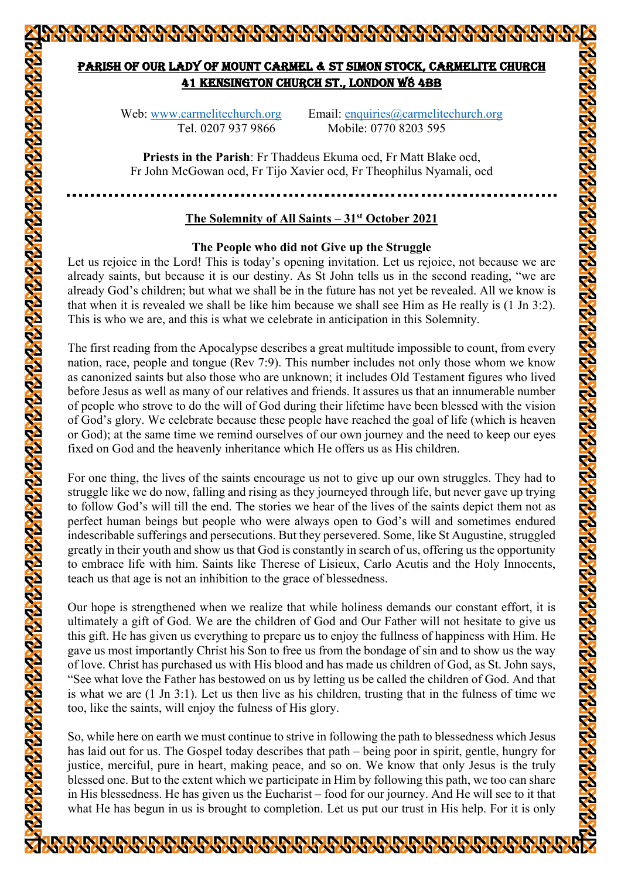# PARISH OF OUR LADY OF MOUNT CARMEL & ST SIMON STOCK, CARMELITE CHURCH
## 41 KENSINGTON CHURCH ST., LONDON W8 4BB

Web: www.carmelitechurch.org Email: enquiries@carmelitechurch.org
Tel. 0207 937 9866 Mobile: 0770 8203 595

**Priests in the Parish**: Fr Thaddeus Ekuma ocd, Fr Matt Blake ocd, Fr John McGowan ocd, Fr Tijo Xavier ocd, Fr Theophilus Nyamali, ocd

---

## The Solemnity of All Saints – 31st October 2021

### The People who did not Give up the Struggle

Let us rejoice in the Lord! This is today's opening invitation. Let us rejoice, not because we are already saints, but because it is our destiny. As St John tells us in the second reading, "we are already God's children; but what we shall be in the future has not yet be revealed. All we know is that when it is revealed we shall be like him because we shall see Him as He really is (1 Jn 3:2). This is who we are, and this is what we celebrate in anticipation in this Solemnity.

The first reading from the Apocalypse describes a great multitude impossible to count, from every nation, race, people and tongue (Rev 7:9). This number includes not only those whom we know as canonized saints but also those who are unknown; it includes Old Testament figures who lived before Jesus as well as many of our relatives and friends. It assures us that an innumerable number of people who strove to do the will of God during their lifetime have been blessed with the vision of God's glory. We celebrate because these people have reached the goal of life (which is heaven or God); at the same time we remind ourselves of our own journey and the need to keep our eyes fixed on God and the heavenly inheritance which He offers us as His children.

For one thing, the lives of the saints encourage us not to give up our own struggles. They had to struggle like we do now, falling and rising as they journeyed through life, but never gave up trying to follow God's will till the end. The stories we hear of the lives of the saints depict them not as perfect human beings but people who were always open to God's will and sometimes endured indescribable sufferings and persecutions. But they persevered. Some, like St Augustine, struggled greatly in their youth and show us that God is constantly in search of us, offering us the opportunity to embrace life with him. Saints like Therese of Lisieux, Carlo Acutis and the Holy Innocents, teach us that age is not an inhibition to the grace of blessedness.

Our hope is strengthened when we realize that while holiness demands our constant effort, it is ultimately a gift of God. We are the children of God and Our Father will not hesitate to give us this gift. He has given us everything to prepare us to enjoy the fullness of happiness with Him. He gave us most importantly Christ his Son to free us from the bondage of sin and to show us the way of love. Christ has purchased us with His blood and has made us children of God, as St. John says, "See what love the Father has bestowed on us by letting us be called the children of God. And that is what we are (1 Jn 3:1). Let us then live as his children, trusting that in the fulness of time we too, like the saints, will enjoy the fulness of His glory.

So, while here on earth we must continue to strive in following the path to blessedness which Jesus has laid out for us. The Gospel today describes that path – being poor in spirit, gentle, hungry for justice, merciful, pure in heart, making peace, and so on. We know that only Jesus is the truly blessed one. But to the extent which we participate in Him by following this path, we too can share in His blessedness. He has given us the Eucharist – food for our journey. And He will see to it that what He has begun in us is brought to completion. Let us put our trust in His help. For it is only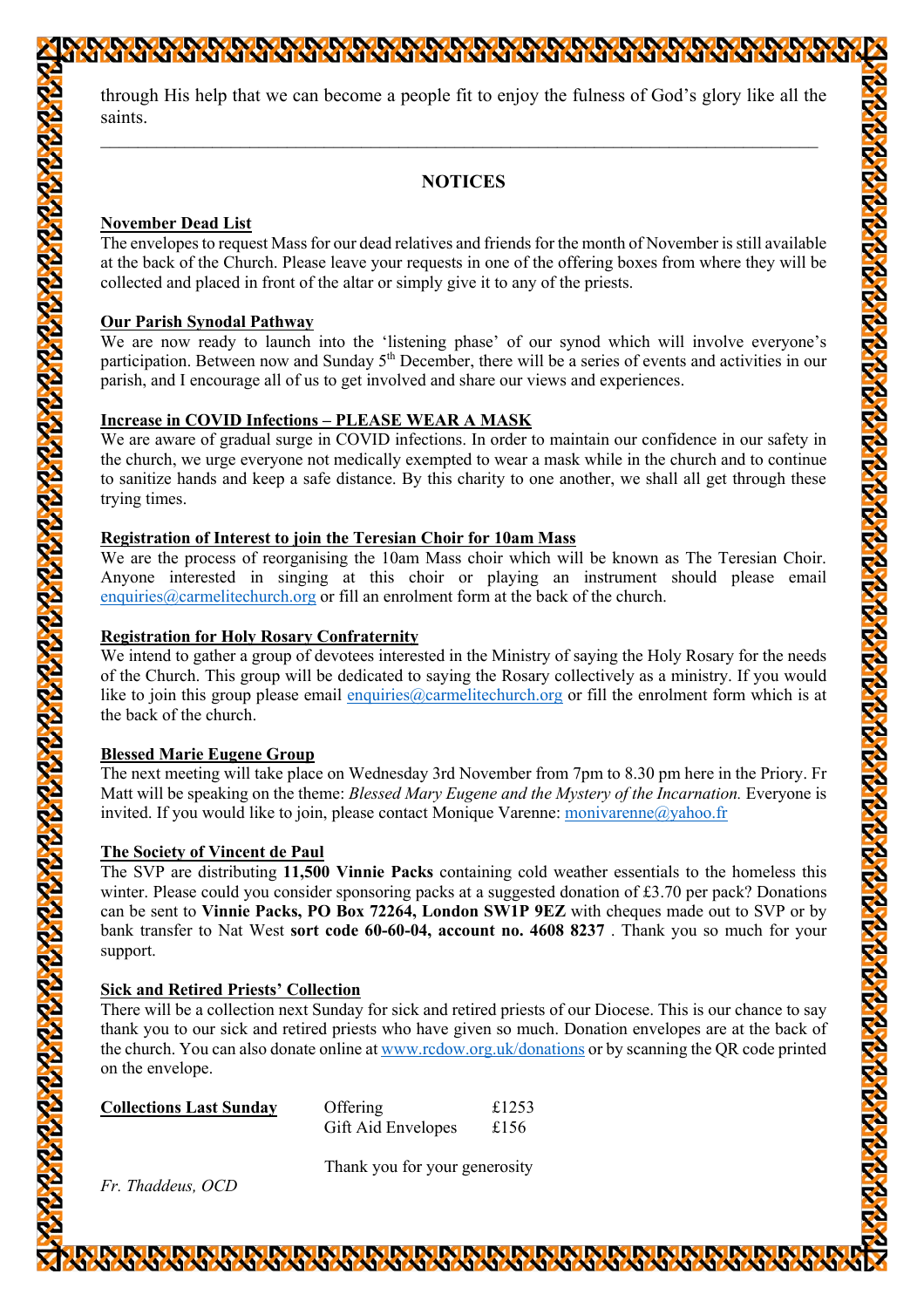through His help that we can become a people fit to enjoy the fulness of God's glory like all the saints.

---

## NOTICES

**November Dead List**

The envelopes to request Mass for our dead relatives and friends for the month of November is still available at the back of the Church. Please leave your requests in one of the offering boxes from where they will be collected and placed in front of the altar or simply give it to any of the priests.

**Our Parish Synodal Pathway**

We are now ready to launch into the 'listening phase' of our synod which will involve everyone's participation. Between now and Sunday 5th December, there will be a series of events and activities in our parish, and I encourage all of us to get involved and share our views and experiences.

**Increase in COVID Infections – PLEASE WEAR A MASK**

We are aware of gradual surge in COVID infections. In order to maintain our confidence in our safety in the church, we urge everyone not medically exempted to wear a mask while in the church and to continue to sanitize hands and keep a safe distance. By this charity to one another, we shall all get through these trying times.

**Registration of Interest to join the Teresian Choir for 10am Mass**

We are the process of reorganising the 10am Mass choir which will be known as The Teresian Choir. Anyone interested in singing at this choir or playing an instrument should please email enquiries@carmelitechurch.org or fill an enrolment form at the back of the church.

**Registration for Holy Rosary Confraternity**

We intend to gather a group of devotees interested in the Ministry of saying the Holy Rosary for the needs of the Church. This group will be dedicated to saying the Rosary collectively as a ministry. If you would like to join this group please email enquiries@carmelitechurch.org or fill the enrolment form which is at the back of the church.

**Blessed Marie Eugene Group**

The next meeting will take place on Wednesday 3rd November from 7pm to 8.30 pm here in the Priory. Fr Matt will be speaking on the theme: *Blessed Mary Eugene and the Mystery of the Incarnation.* Everyone is invited. If you would like to join, please contact Monique Varenne: monivarenne@yahoo.fr

**The Society of Vincent de Paul**

The SVP are distributing **11,500 Vinnie Packs** containing cold weather essentials to the homeless this winter. Please could you consider sponsoring packs at a suggested donation of £3.70 per pack? Donations can be sent to **Vinnie Packs, PO Box 72264, London SW1P 9EZ** with cheques made out to SVP or by bank transfer to Nat West **sort code 60-60-04, account no. 4608 8237** . Thank you so much for your support.

**Sick and Retired Priests' Collection**

There will be a collection next Sunday for sick and retired priests of our Diocese. This is our chance to say thank you to our sick and retired priests who have given so much. Donation envelopes are at the back of the church. You can also donate online at www.rcdow.org.uk/donations or by scanning the QR code printed on the envelope.

| | | |
|---|---|---|
| **Collections Last Sunday** | Offering | £1253 |
| | Gift Aid Envelopes | £156 |

Thank you for your generosity

*Fr. Thaddeus, OCD*